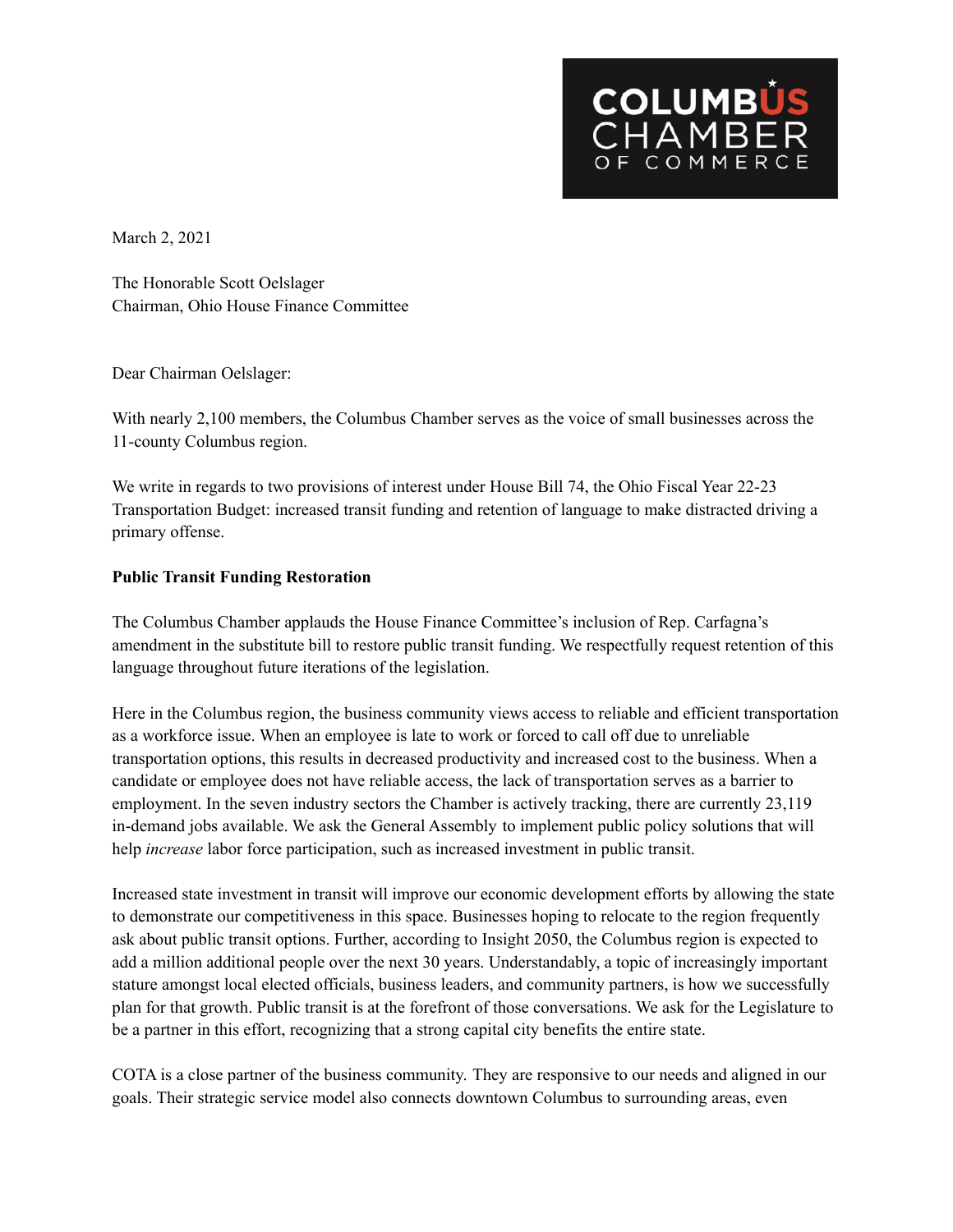March 2, 2021

The Honorable Scott Oelslager
Chairman, Ohio House Finance Committee

Dear Chairman Oelslager:

With nearly 2,100 members, the Columbus Chamber serves as the voice of small businesses across the 11-county Columbus region.

We write in regards to two provisions of interest under House Bill 74, the Ohio Fiscal Year 22-23 Transportation Budget: increased transit funding and retention of language to make distracted driving a primary offense.

**Public Transit Funding Restoration**

The Columbus Chamber applauds the House Finance Committee's inclusion of Rep. Carfagna's amendment in the substitute bill to restore public transit funding. We respectfully request retention of this language throughout future iterations of the legislation.

Here in the Columbus region, the business community views access to reliable and efficient transportation as a workforce issue. When an employee is late to work or forced to call off due to unreliable transportation options, this results in decreased productivity and increased cost to the business. When a candidate or employee does not have reliable access, the lack of transportation serves as a barrier to employment. In the seven industry sectors the Chamber is actively tracking, there are currently 23,119 in-demand jobs available. We ask the General Assembly to implement public policy solutions that will help *increase* labor force participation, such as increased investment in public transit.

Increased state investment in transit will improve our economic development efforts by allowing the state to demonstrate our competitiveness in this space. Businesses hoping to relocate to the region frequently ask about public transit options. Further, according to Insight 2050, the Columbus region is expected to add a million additional people over the next 30 years. Understandably, a topic of increasingly important stature amongst local elected officials, business leaders, and community partners, is how we successfully plan for that growth. Public transit is at the forefront of those conversations. We ask for the Legislature to be a partner in this effort, recognizing that a strong capital city benefits the entire state.

COTA is a close partner of the business community. They are responsive to our needs and aligned in our goals. Their strategic service model also connects downtown Columbus to surrounding areas, even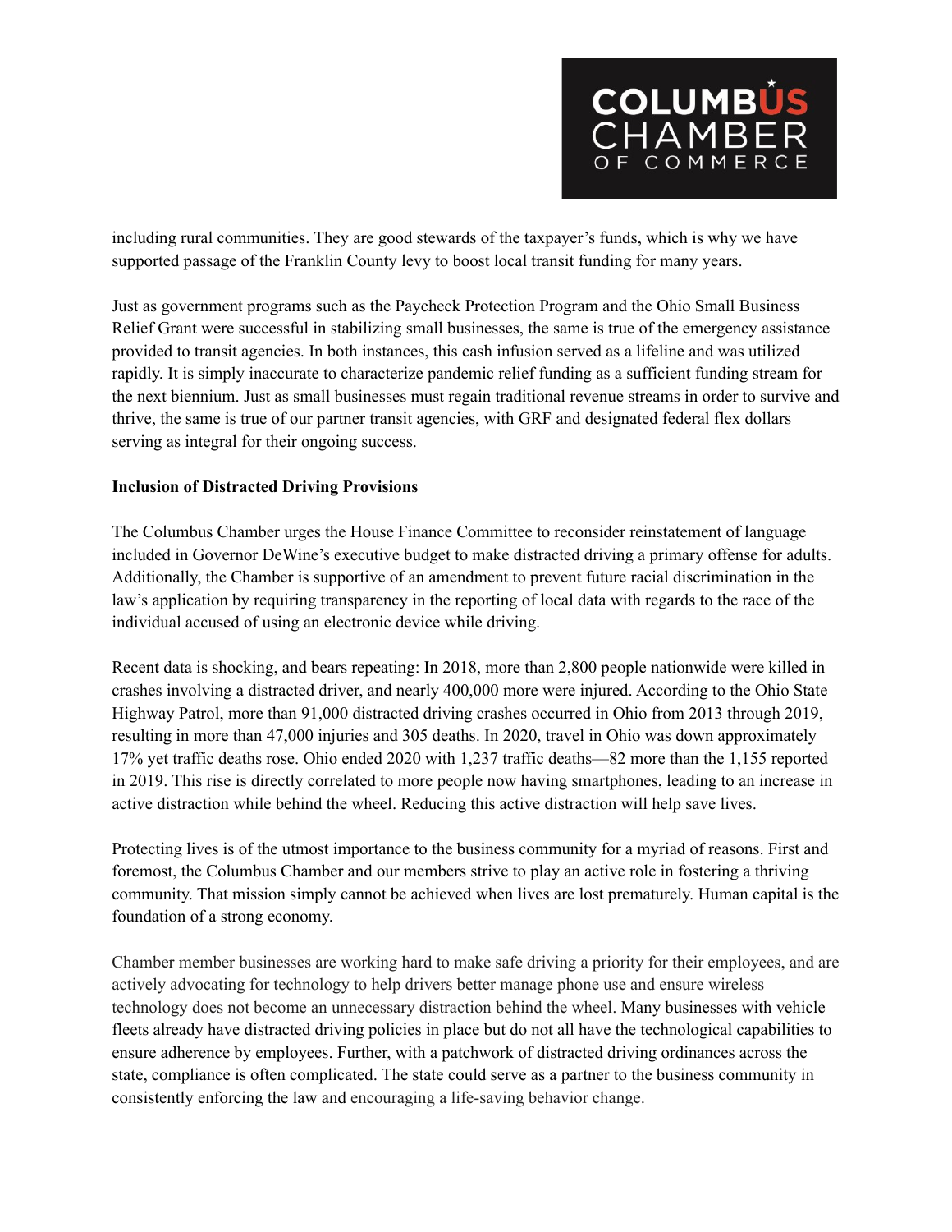including rural communities. They are good stewards of the taxpayer's funds, which is why we have supported passage of the Franklin County levy to boost local transit funding for many years.

Just as government programs such as the Paycheck Protection Program and the Ohio Small Business Relief Grant were successful in stabilizing small businesses, the same is true of the emergency assistance provided to transit agencies. In both instances, this cash infusion served as a lifeline and was utilized rapidly. It is simply inaccurate to characterize pandemic relief funding as a sufficient funding stream for the next biennium. Just as small businesses must regain traditional revenue streams in order to survive and thrive, the same is true of our partner transit agencies, with GRF and designated federal flex dollars serving as integral for their ongoing success.

**Inclusion of Distracted Driving Provisions**

The Columbus Chamber urges the House Finance Committee to reconsider reinstatement of language included in Governor DeWine's executive budget to make distracted driving a primary offense for adults. Additionally, the Chamber is supportive of an amendment to prevent future racial discrimination in the law's application by requiring transparency in the reporting of local data with regards to the race of the individual accused of using an electronic device while driving.

Recent data is shocking, and bears repeating: In 2018, more than 2,800 people nationwide were killed in crashes involving a distracted driver, and nearly 400,000 more were injured. According to the Ohio State Highway Patrol, more than 91,000 distracted driving crashes occurred in Ohio from 2013 through 2019, resulting in more than 47,000 injuries and 305 deaths. In 2020, travel in Ohio was down approximately 17% yet traffic deaths rose. Ohio ended 2020 with 1,237 traffic deaths—82 more than the 1,155 reported in 2019. This rise is directly correlated to more people now having smartphones, leading to an increase in active distraction while behind the wheel. Reducing this active distraction will help save lives.

Protecting lives is of the utmost importance to the business community for a myriad of reasons. First and foremost, the Columbus Chamber and our members strive to play an active role in fostering a thriving community. That mission simply cannot be achieved when lives are lost prematurely. Human capital is the foundation of a strong economy.

Chamber member businesses are working hard to make safe driving a priority for their employees, and are actively advocating for technology to help drivers better manage phone use and ensure wireless technology does not become an unnecessary distraction behind the wheel. Many businesses with vehicle fleets already have distracted driving policies in place but do not all have the technological capabilities to ensure adherence by employees. Further, with a patchwork of distracted driving ordinances across the state, compliance is often complicated. The state could serve as a partner to the business community in consistently enforcing the law and encouraging a life-saving behavior change.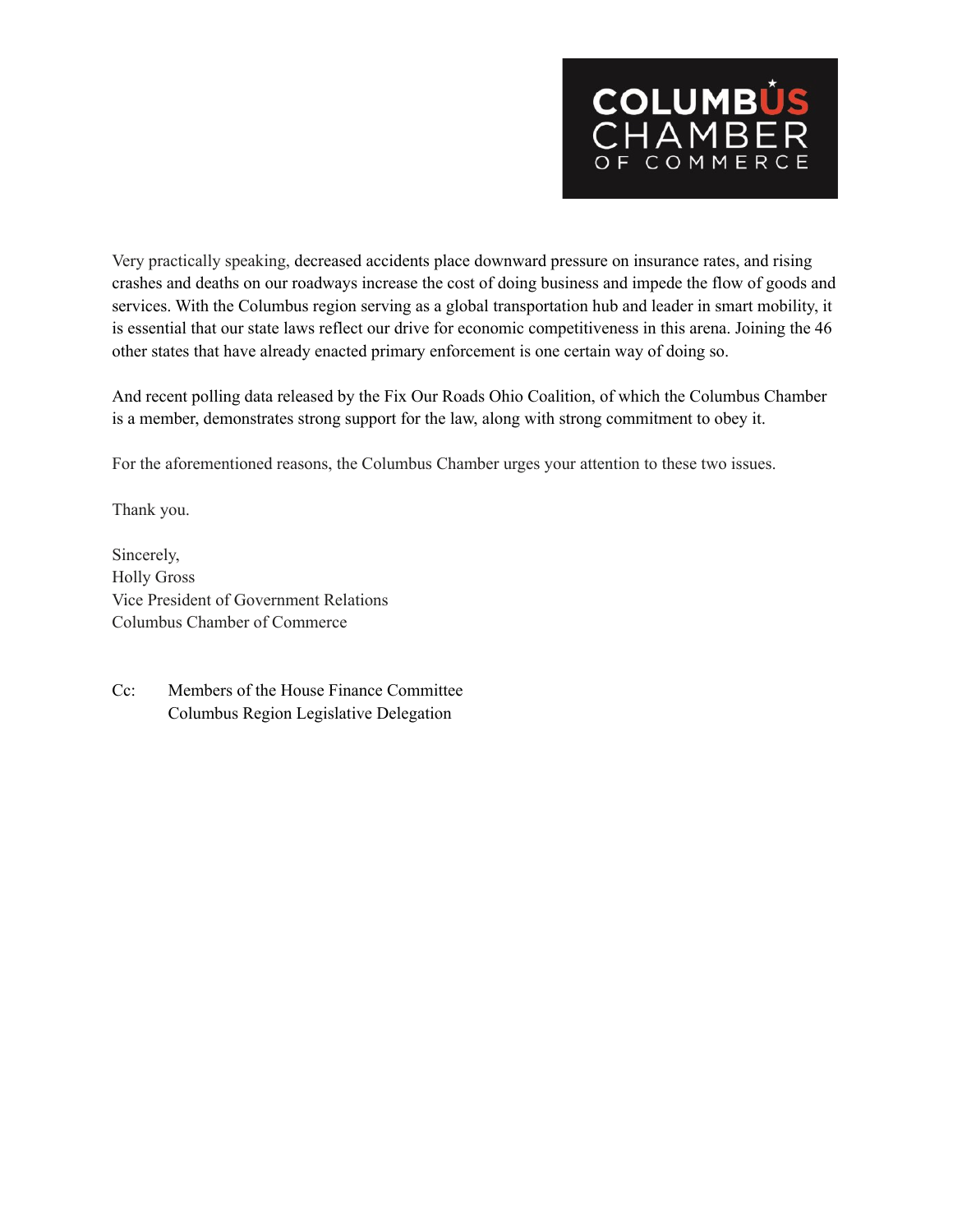Very practically speaking, decreased accidents place downward pressure on insurance rates, and rising crashes and deaths on our roadways increase the cost of doing business and impede the flow of goods and services. With the Columbus region serving as a global transportation hub and leader in smart mobility, it is essential that our state laws reflect our drive for economic competitiveness in this arena. Joining the 46 other states that have already enacted primary enforcement is one certain way of doing so.

And recent polling data released by the Fix Our Roads Ohio Coalition, of which the Columbus Chamber is a member, demonstrates strong support for the law, along with strong commitment to obey it.

For the aforementioned reasons, the Columbus Chamber urges your attention to these two issues.

Thank you.

Sincerely,
Holly Gross
Vice President of Government Relations
Columbus Chamber of Commerce

Cc: Members of the House Finance Committee
Columbus Region Legislative Delegation